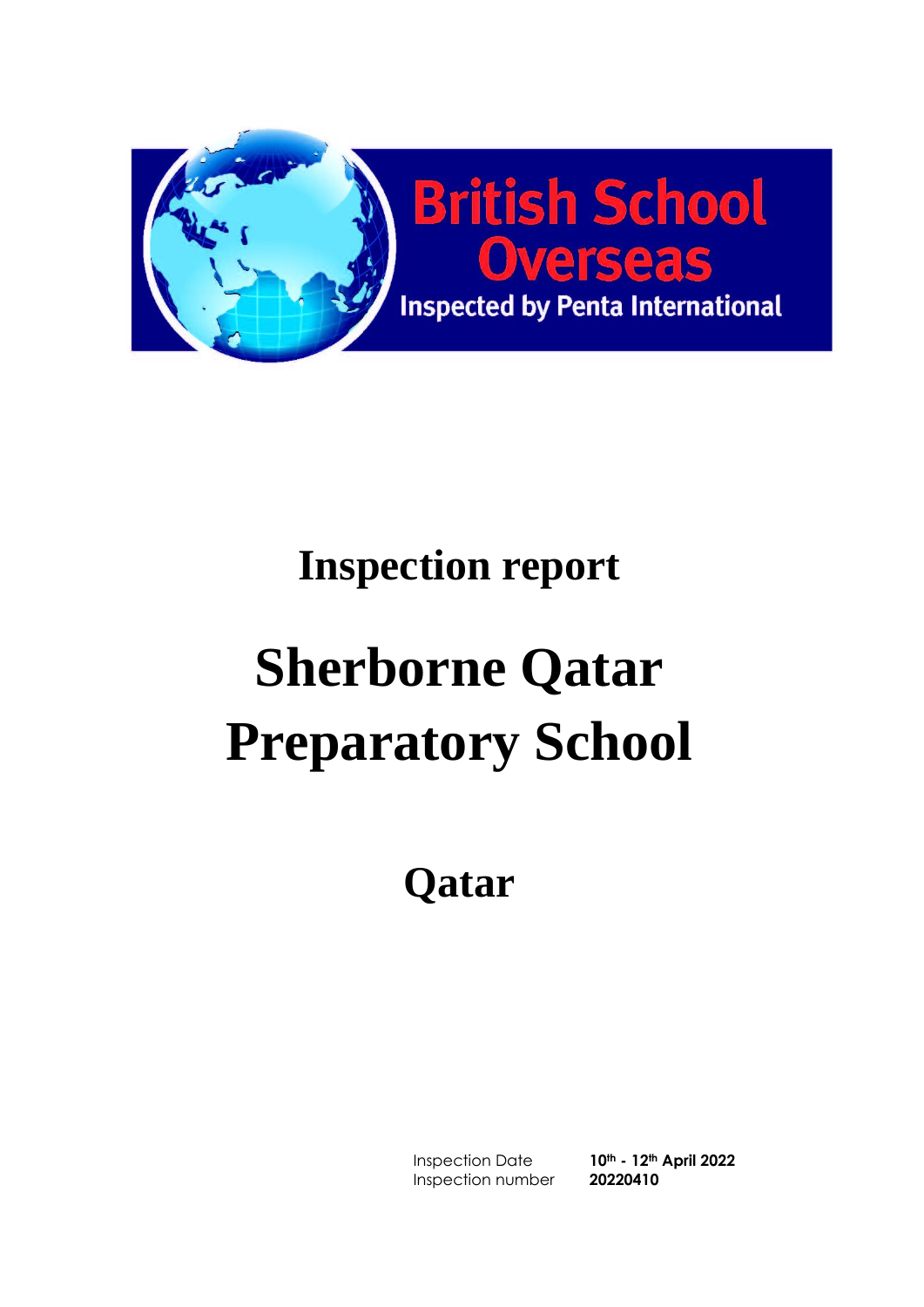British School Overseas

Inspected by Penta International

# Inspection report

# Sherborne Qatar Preparatory School

## Qatar

| | |
|---|---|
| Inspection Date | **10th - 12th April 2022** |
| Inspection number | **20220410** |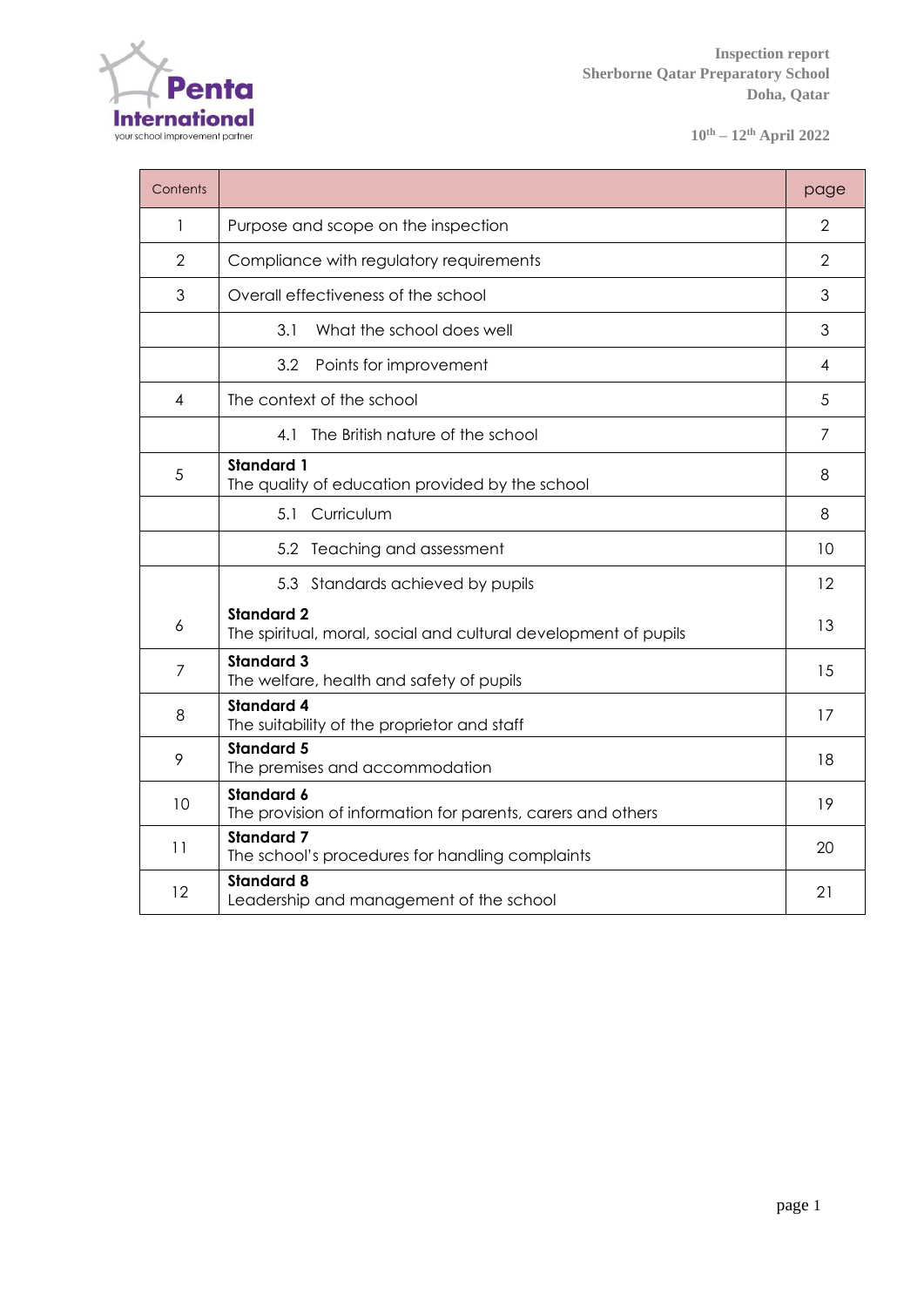Inspection report
Sherborne Qatar Preparatory School
Doha, Qatar

10th – 12th April 2022

| Contents | | page |
|---|---|---|
| 1 | Purpose and scope on the inspection | 2 |
| 2 | Compliance with regulatory requirements | 2 |
| 3 | Overall effectiveness of the school | 3 |
| | 3.1 What the school does well | 3 |
| | 3.2 Points for improvement | 4 |
| 4 | The context of the school | 5 |
| | 4.1 The British nature of the school | 7 |
| 5 | **Standard 1** The quality of education provided by the school | 8 |
| | 5.1 Curriculum | 8 |
| | 5.2 Teaching and assessment | 10 |
| | 5.3 Standards achieved by pupils | 12 |
| 6 | **Standard 2** The spiritual, moral, social and cultural development of pupils | 13 |
| 7 | **Standard 3** The welfare, health and safety of pupils | 15 |
| 8 | **Standard 4** The suitability of the proprietor and staff | 17 |
| 9 | **Standard 5** The premises and accommodation | 18 |
| 10 | **Standard 6** The provision of information for parents, carers and others | 19 |
| 11 | **Standard 7** The school's procedures for handling complaints | 20 |
| 12 | **Standard 8** Leadership and management of the school | 21 |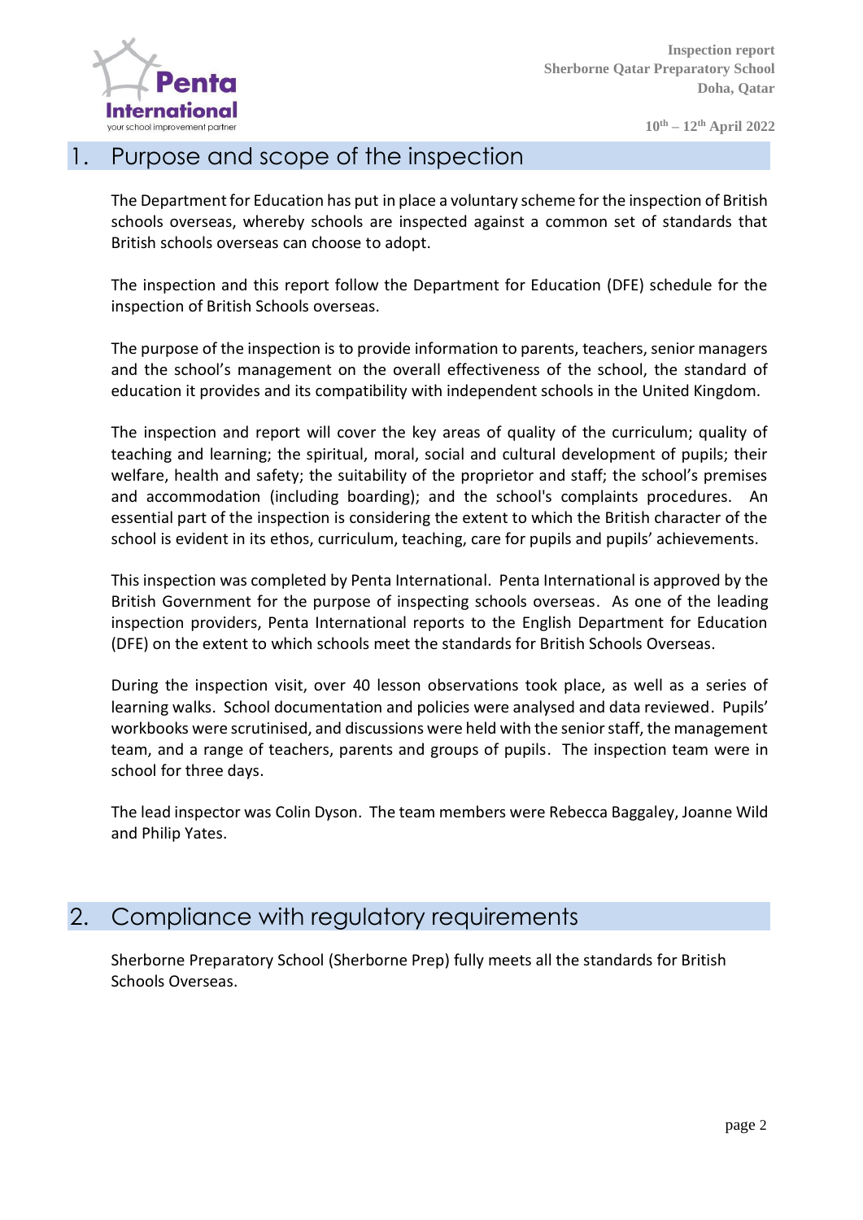## 1. Purpose and scope of the inspection

The Department for Education has put in place a voluntary scheme for the inspection of British schools overseas, whereby schools are inspected against a common set of standards that British schools overseas can choose to adopt.

The inspection and this report follow the Department for Education (DFE) schedule for the inspection of British Schools overseas.

The purpose of the inspection is to provide information to parents, teachers, senior managers and the school's management on the overall effectiveness of the school, the standard of education it provides and its compatibility with independent schools in the United Kingdom.

The inspection and report will cover the key areas of quality of the curriculum; quality of teaching and learning; the spiritual, moral, social and cultural development of pupils; their welfare, health and safety; the suitability of the proprietor and staff; the school's premises and accommodation (including boarding); and the school's complaints procedures. An essential part of the inspection is considering the extent to which the British character of the school is evident in its ethos, curriculum, teaching, care for pupils and pupils' achievements.

This inspection was completed by Penta International. Penta International is approved by the British Government for the purpose of inspecting schools overseas. As one of the leading inspection providers, Penta International reports to the English Department for Education (DFE) on the extent to which schools meet the standards for British Schools Overseas.

During the inspection visit, over 40 lesson observations took place, as well as a series of learning walks. School documentation and policies were analysed and data reviewed. Pupils' workbooks were scrutinised, and discussions were held with the senior staff, the management team, and a range of teachers, parents and groups of pupils. The inspection team were in school for three days.

The lead inspector was Colin Dyson. The team members were Rebecca Baggaley, Joanne Wild and Philip Yates.

## 2. Compliance with regulatory requirements

Sherborne Preparatory School (Sherborne Prep) fully meets all the standards for British Schools Overseas.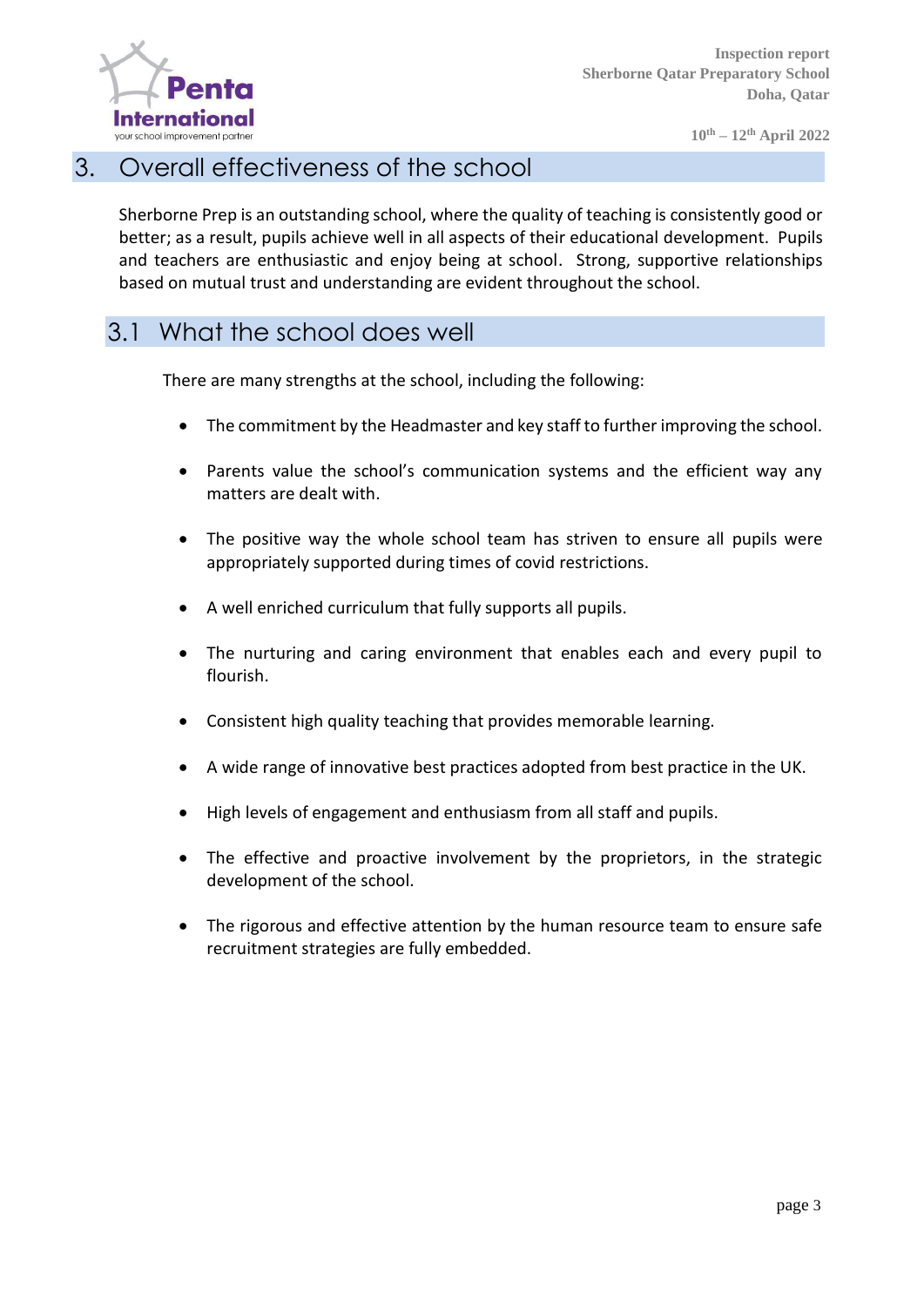# 3. Overall effectiveness of the school

Sherborne Prep is an outstanding school, where the quality of teaching is consistently good or better; as a result, pupils achieve well in all aspects of their educational development. Pupils and teachers are enthusiastic and enjoy being at school. Strong, supportive relationships based on mutual trust and understanding are evident throughout the school.

## 3.1 What the school does well

There are many strengths at the school, including the following:

- The commitment by the Headmaster and key staff to further improving the school.
- Parents value the school's communication systems and the efficient way any matters are dealt with.
- The positive way the whole school team has striven to ensure all pupils were appropriately supported during times of covid restrictions.
- A well enriched curriculum that fully supports all pupils.
- The nurturing and caring environment that enables each and every pupil to flourish.
- Consistent high quality teaching that provides memorable learning.
- A wide range of innovative best practices adopted from best practice in the UK.
- High levels of engagement and enthusiasm from all staff and pupils.
- The effective and proactive involvement by the proprietors, in the strategic development of the school.
- The rigorous and effective attention by the human resource team to ensure safe recruitment strategies are fully embedded.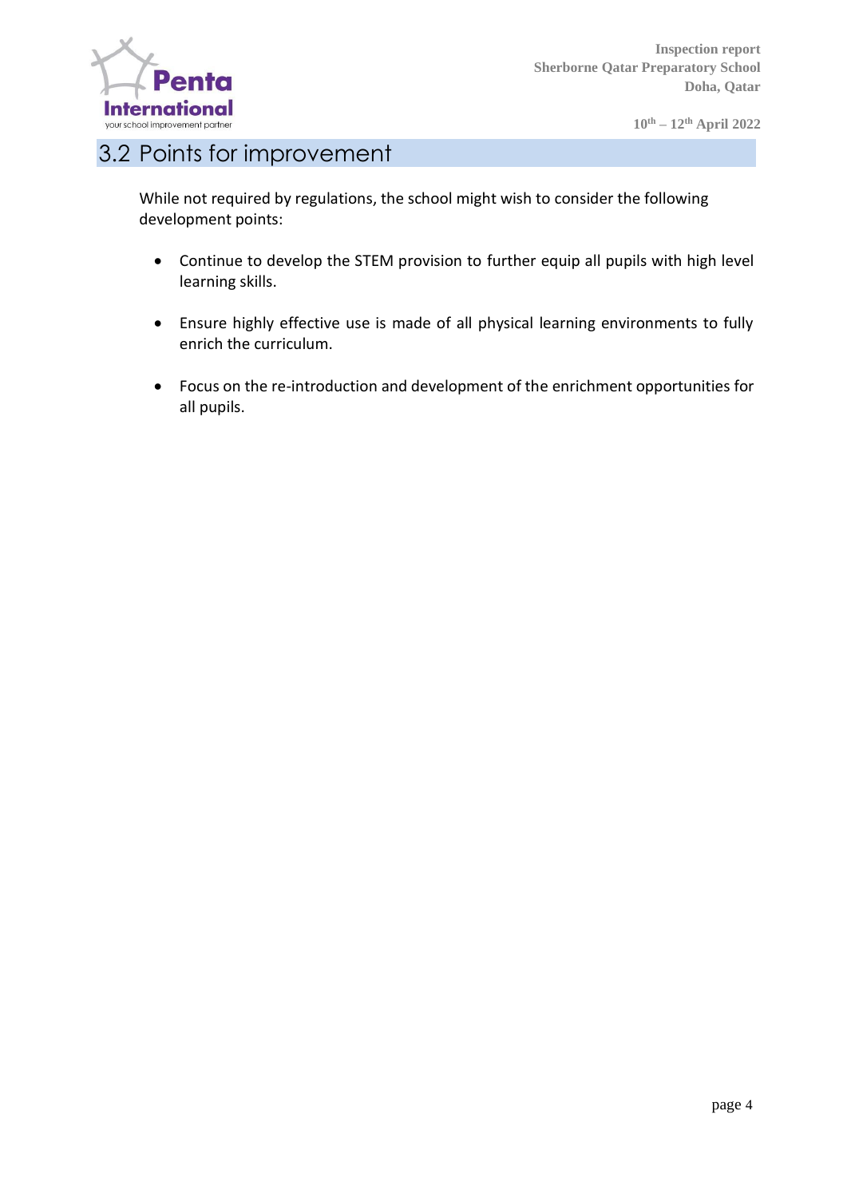## 3.2 Points for improvement

While not required by regulations, the school might wish to consider the following development points:

- Continue to develop the STEM provision to further equip all pupils with high level learning skills.
- Ensure highly effective use is made of all physical learning environments to fully enrich the curriculum.
- Focus on the re-introduction and development of the enrichment opportunities for all pupils.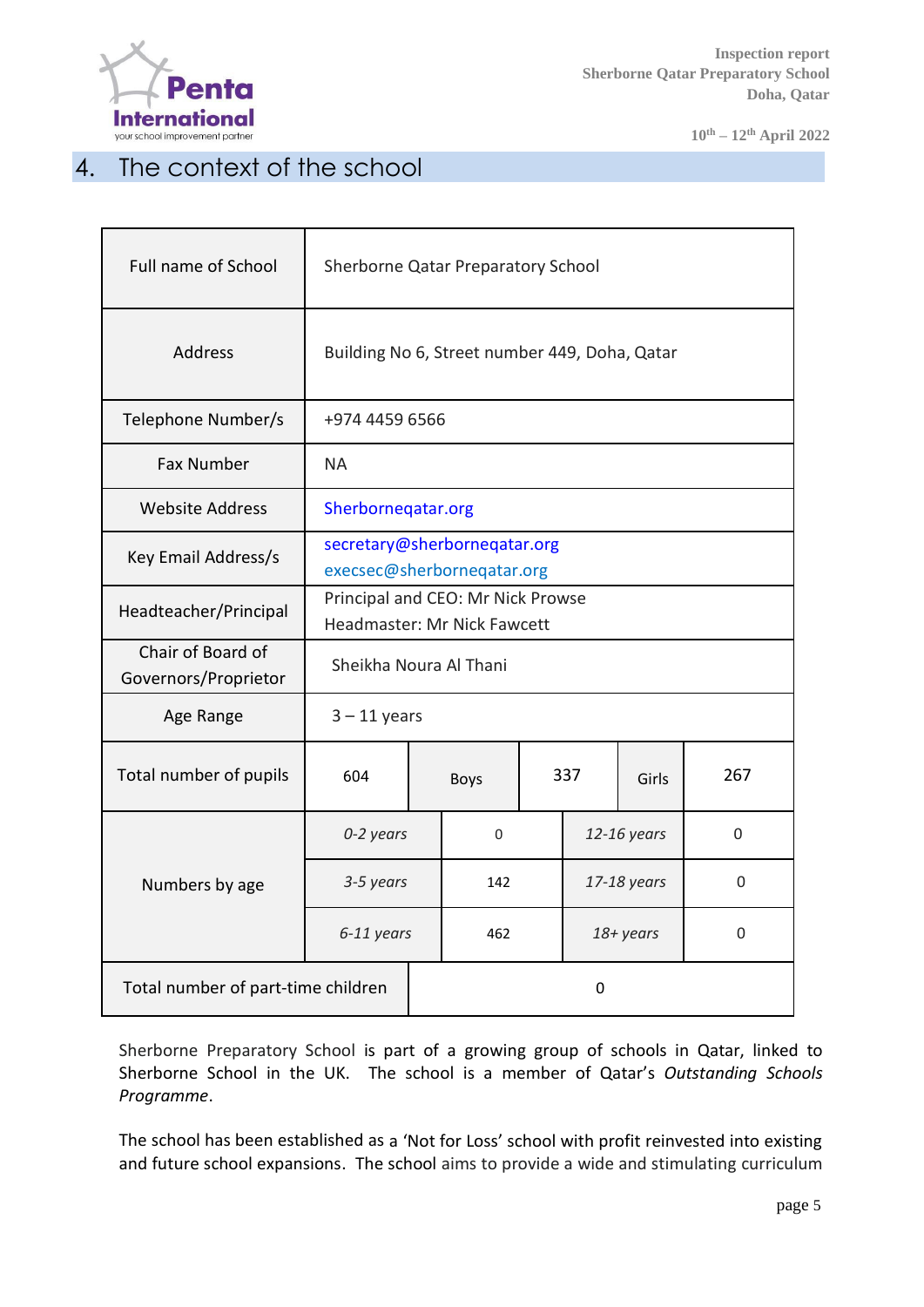## 4. The context of the school

| | | | | | | |
|---|---|---|---|---|---|---|
| Full name of School | Sherborne Qatar Preparatory School | | | | | |
| Address | Building No 6, Street number 449, Doha, Qatar | | | | | |
| Telephone Number/s | +974 4459 6566 | | | | | |
| Fax Number | NA | | | | | |
| Website Address | Sherborneqatar.org | | | | | |
| Key Email Address/s | secretary@sherborneqatar.org<br>execsec@sherborneqatar.org | | | | | |
| Headteacher/Principal | Principal and CEO: Mr Nick Prowse<br>Headmaster: Mr Nick Fawcett | | | | | |
| Chair of Board of Governors/Proprietor | Sheikha Noura Al Thani | | | | | |
| Age Range | 3 – 11 years | | | | | |
| Total number of pupils | 604 | Boys | 337 | Girls | 267 | |
| Numbers by age | *0-2 years* | 0 | *12-16 years* | 0 | | |
| | *3-5 years* | 142 | *17-18 years* | 0 | | |
| | *6-11 years* | 462 | *18+ years* | 0 | | |
| Total number of part-time children | 0 | | | | | |

Sherborne Preparatory School is part of a growing group of schools in Qatar, linked to Sherborne School in the UK. The school is a member of Qatar's *Outstanding Schools Programme*.

The school has been established as a 'Not for Loss' school with profit reinvested into existing and future school expansions. The school aims to provide a wide and stimulating curriculum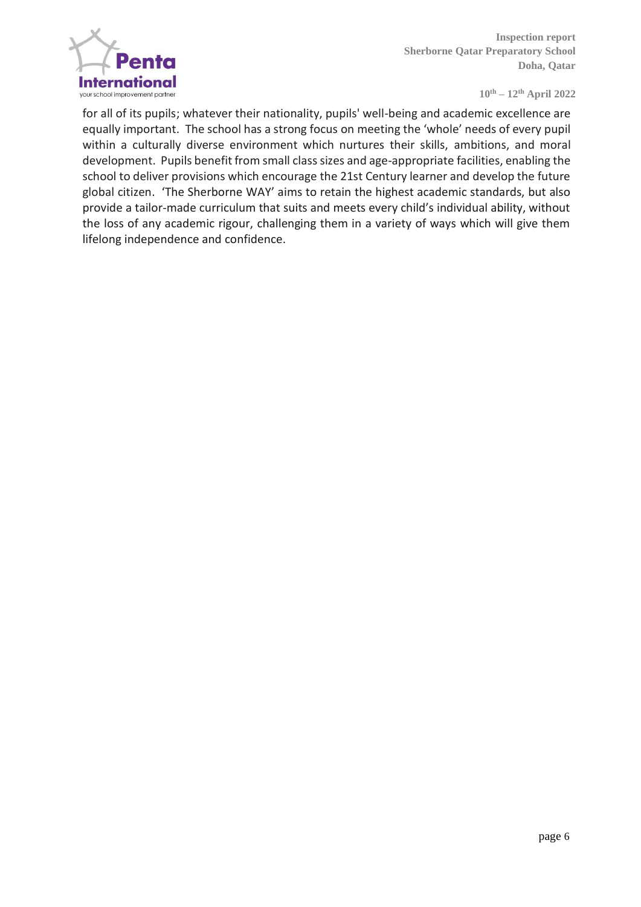for all of its pupils; whatever their nationality, pupils' well-being and academic excellence are equally important. The school has a strong focus on meeting the 'whole' needs of every pupil within a culturally diverse environment which nurtures their skills, ambitions, and moral development. Pupils benefit from small class sizes and age-appropriate facilities, enabling the school to deliver provisions which encourage the 21st Century learner and develop the future global citizen. 'The Sherborne WAY' aims to retain the highest academic standards, but also provide a tailor-made curriculum that suits and meets every child's individual ability, without the loss of any academic rigour, challenging them in a variety of ways which will give them lifelong independence and confidence.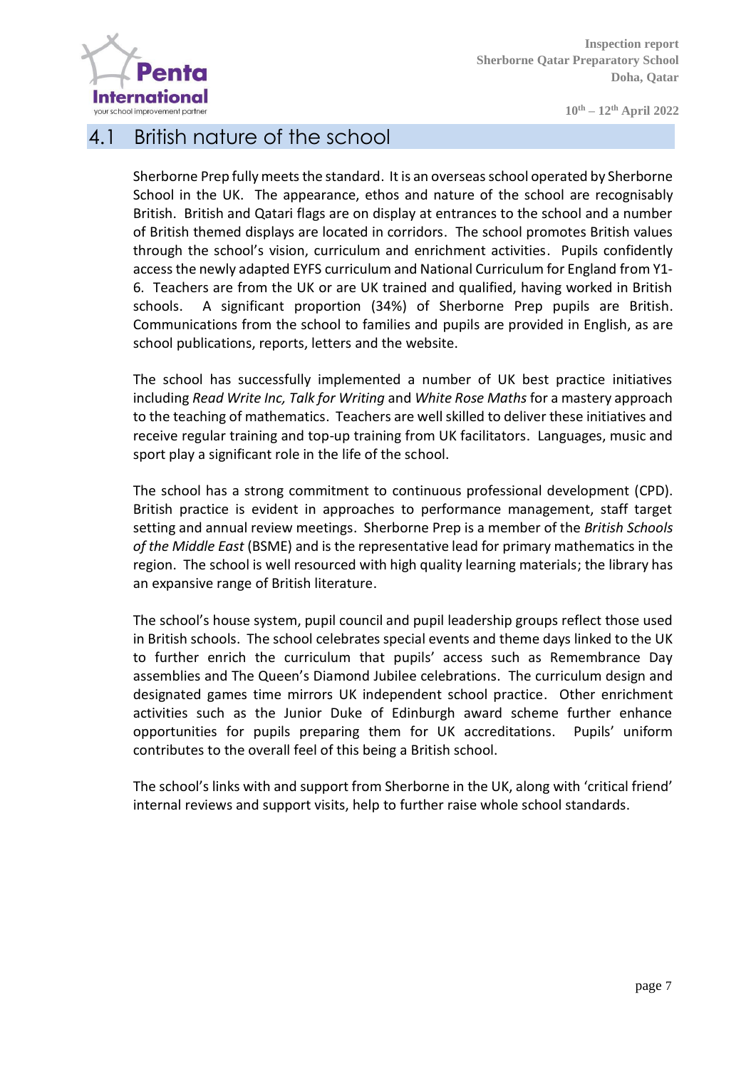## 4.1 British nature of the school

Sherborne Prep fully meets the standard. It is an overseas school operated by Sherborne School in the UK. The appearance, ethos and nature of the school are recognisably British. British and Qatari flags are on display at entrances to the school and a number of British themed displays are located in corridors. The school promotes British values through the school's vision, curriculum and enrichment activities. Pupils confidently access the newly adapted EYFS curriculum and National Curriculum for England from Y1-6. Teachers are from the UK or are UK trained and qualified, having worked in British schools. A significant proportion (34%) of Sherborne Prep pupils are British. Communications from the school to families and pupils are provided in English, as are school publications, reports, letters and the website.

The school has successfully implemented a number of UK best practice initiatives including *Read Write Inc, Talk for Writing* and *White Rose Maths* for a mastery approach to the teaching of mathematics. Teachers are well skilled to deliver these initiatives and receive regular training and top-up training from UK facilitators. Languages, music and sport play a significant role in the life of the school.

The school has a strong commitment to continuous professional development (CPD). British practice is evident in approaches to performance management, staff target setting and annual review meetings. Sherborne Prep is a member of the *British Schools of the Middle East* (BSME) and is the representative lead for primary mathematics in the region. The school is well resourced with high quality learning materials; the library has an expansive range of British literature.

The school's house system, pupil council and pupil leadership groups reflect those used in British schools. The school celebrates special events and theme days linked to the UK to further enrich the curriculum that pupils' access such as Remembrance Day assemblies and The Queen's Diamond Jubilee celebrations. The curriculum design and designated games time mirrors UK independent school practice. Other enrichment activities such as the Junior Duke of Edinburgh award scheme further enhance opportunities for pupils preparing them for UK accreditations. Pupils' uniform contributes to the overall feel of this being a British school.

The school's links with and support from Sherborne in the UK, along with 'critical friend' internal reviews and support visits, help to further raise whole school standards.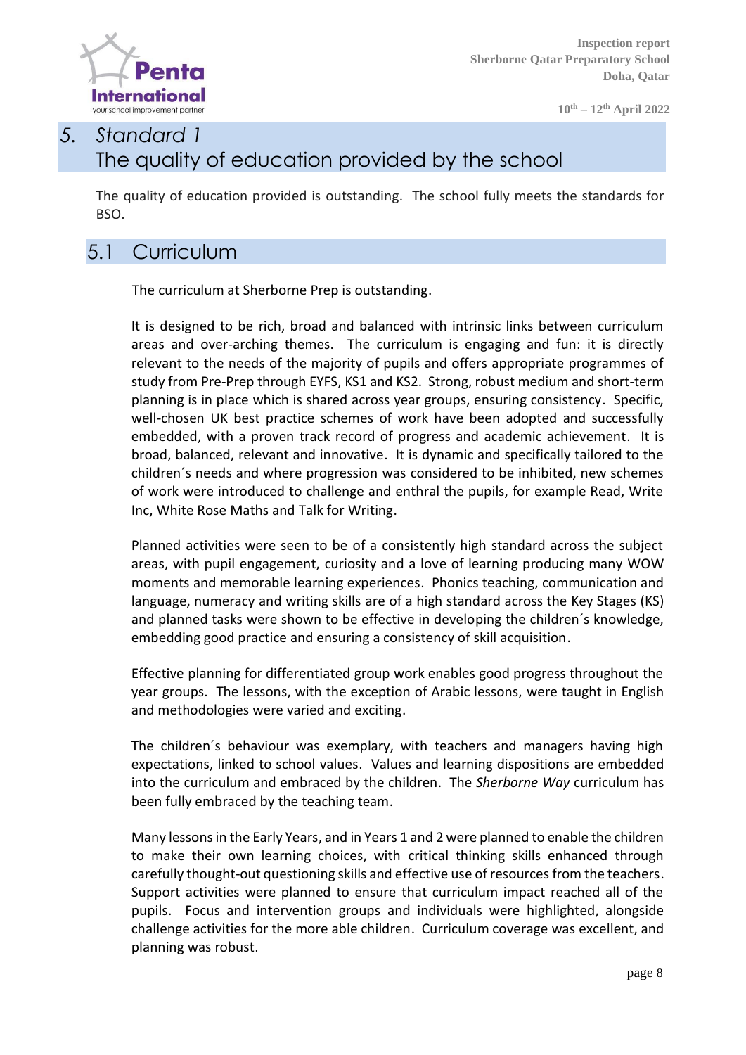## 5. Standard 1
## The quality of education provided by the school

The quality of education provided is outstanding. The school fully meets the standards for BSO.

### 5.1 Curriculum

The curriculum at Sherborne Prep is outstanding.

It is designed to be rich, broad and balanced with intrinsic links between curriculum areas and over-arching themes. The curriculum is engaging and fun: it is directly relevant to the needs of the majority of pupils and offers appropriate programmes of study from Pre-Prep through EYFS, KS1 and KS2. Strong, robust medium and short-term planning is in place which is shared across year groups, ensuring consistency. Specific, well-chosen UK best practice schemes of work have been adopted and successfully embedded, with a proven track record of progress and academic achievement. It is broad, balanced, relevant and innovative. It is dynamic and specifically tailored to the children´s needs and where progression was considered to be inhibited, new schemes of work were introduced to challenge and enthral the pupils, for example Read, Write Inc, White Rose Maths and Talk for Writing.

Planned activities were seen to be of a consistently high standard across the subject areas, with pupil engagement, curiosity and a love of learning producing many WOW moments and memorable learning experiences. Phonics teaching, communication and language, numeracy and writing skills are of a high standard across the Key Stages (KS) and planned tasks were shown to be effective in developing the children´s knowledge, embedding good practice and ensuring a consistency of skill acquisition.

Effective planning for differentiated group work enables good progress throughout the year groups. The lessons, with the exception of Arabic lessons, were taught in English and methodologies were varied and exciting.

The children´s behaviour was exemplary, with teachers and managers having high expectations, linked to school values. Values and learning dispositions are embedded into the curriculum and embraced by the children. The *Sherborne Way* curriculum has been fully embraced by the teaching team.

Many lessons in the Early Years, and in Years 1 and 2 were planned to enable the children to make their own learning choices, with critical thinking skills enhanced through carefully thought-out questioning skills and effective use of resources from the teachers. Support activities were planned to ensure that curriculum impact reached all of the pupils. Focus and intervention groups and individuals were highlighted, alongside challenge activities for the more able children. Curriculum coverage was excellent, and planning was robust.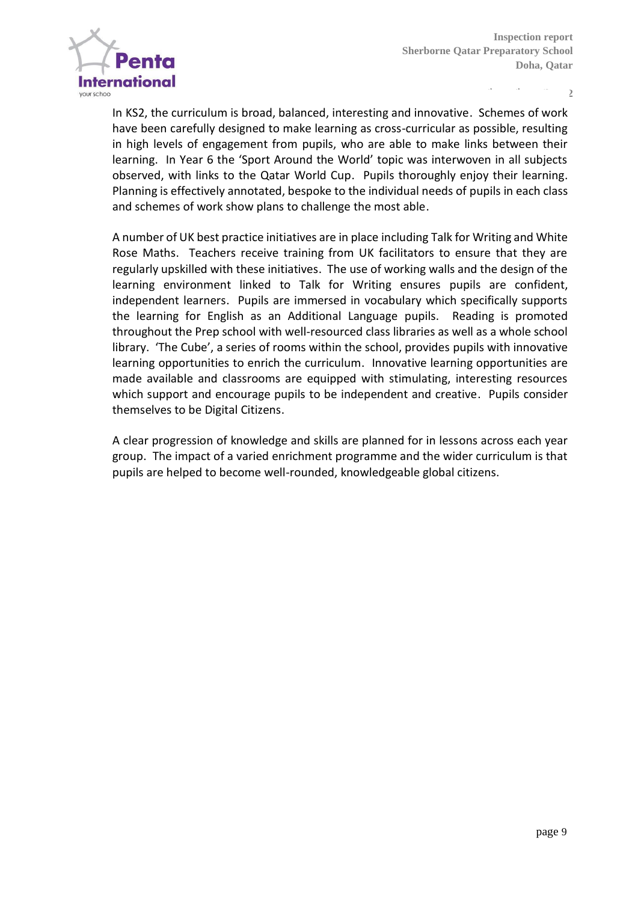In KS2, the curriculum is broad, balanced, interesting and innovative. Schemes of work have been carefully designed to make learning as cross-curricular as possible, resulting in high levels of engagement from pupils, who are able to make links between their learning. In Year 6 the 'Sport Around the World' topic was interwoven in all subjects observed, with links to the Qatar World Cup. Pupils thoroughly enjoy their learning. Planning is effectively annotated, bespoke to the individual needs of pupils in each class and schemes of work show plans to challenge the most able.

A number of UK best practice initiatives are in place including Talk for Writing and White Rose Maths. Teachers receive training from UK facilitators to ensure that they are regularly upskilled with these initiatives. The use of working walls and the design of the learning environment linked to Talk for Writing ensures pupils are confident, independent learners. Pupils are immersed in vocabulary which specifically supports the learning for English as an Additional Language pupils. Reading is promoted throughout the Prep school with well-resourced class libraries as well as a whole school library. 'The Cube', a series of rooms within the school, provides pupils with innovative learning opportunities to enrich the curriculum. Innovative learning opportunities are made available and classrooms are equipped with stimulating, interesting resources which support and encourage pupils to be independent and creative. Pupils consider themselves to be Digital Citizens.

A clear progression of knowledge and skills are planned for in lessons across each year group. The impact of a varied enrichment programme and the wider curriculum is that pupils are helped to become well-rounded, knowledgeable global citizens.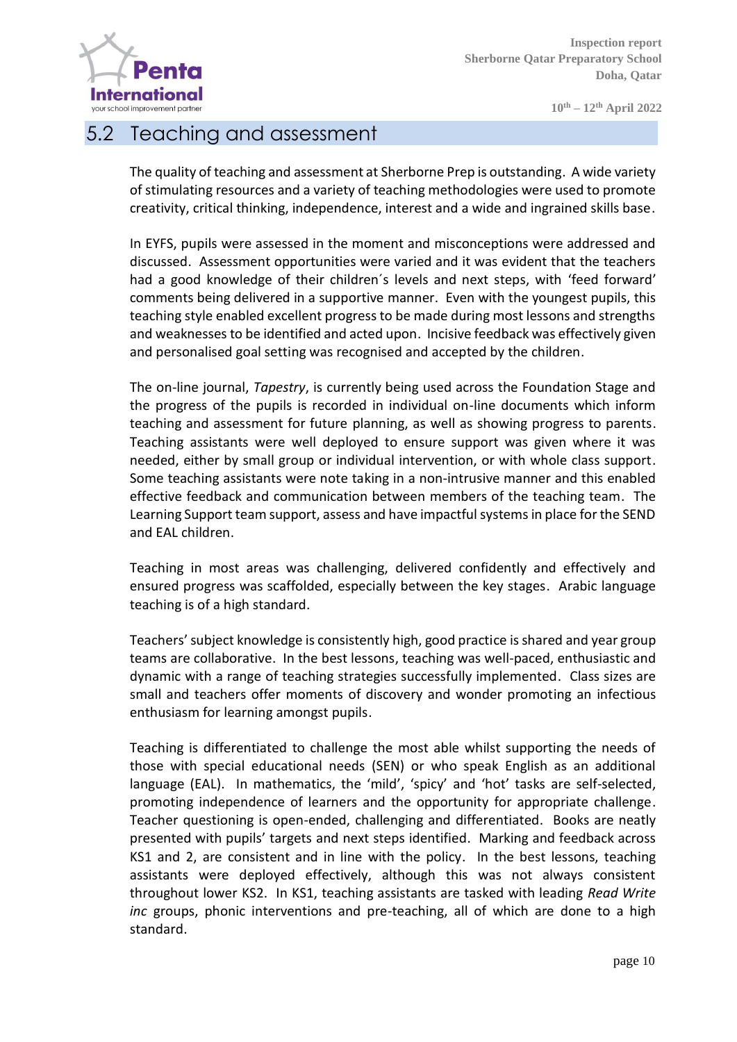## 5.2 Teaching and assessment

The quality of teaching and assessment at Sherborne Prep is outstanding. A wide variety of stimulating resources and a variety of teaching methodologies were used to promote creativity, critical thinking, independence, interest and a wide and ingrained skills base.

In EYFS, pupils were assessed in the moment and misconceptions were addressed and discussed. Assessment opportunities were varied and it was evident that the teachers had a good knowledge of their children´s levels and next steps, with 'feed forward' comments being delivered in a supportive manner. Even with the youngest pupils, this teaching style enabled excellent progress to be made during most lessons and strengths and weaknesses to be identified and acted upon. Incisive feedback was effectively given and personalised goal setting was recognised and accepted by the children.

The on-line journal, *Tapestry*, is currently being used across the Foundation Stage and the progress of the pupils is recorded in individual on-line documents which inform teaching and assessment for future planning, as well as showing progress to parents. Teaching assistants were well deployed to ensure support was given where it was needed, either by small group or individual intervention, or with whole class support. Some teaching assistants were note taking in a non-intrusive manner and this enabled effective feedback and communication between members of the teaching team. The Learning Support team support, assess and have impactful systems in place for the SEND and EAL children.

Teaching in most areas was challenging, delivered confidently and effectively and ensured progress was scaffolded, especially between the key stages. Arabic language teaching is of a high standard.

Teachers' subject knowledge is consistently high, good practice is shared and year group teams are collaborative. In the best lessons, teaching was well-paced, enthusiastic and dynamic with a range of teaching strategies successfully implemented. Class sizes are small and teachers offer moments of discovery and wonder promoting an infectious enthusiasm for learning amongst pupils.

Teaching is differentiated to challenge the most able whilst supporting the needs of those with special educational needs (SEN) or who speak English as an additional language (EAL). In mathematics, the 'mild', 'spicy' and 'hot' tasks are self-selected, promoting independence of learners and the opportunity for appropriate challenge. Teacher questioning is open-ended, challenging and differentiated. Books are neatly presented with pupils' targets and next steps identified. Marking and feedback across KS1 and 2, are consistent and in line with the policy. In the best lessons, teaching assistants were deployed effectively, although this was not always consistent throughout lower KS2. In KS1, teaching assistants are tasked with leading *Read Write inc* groups, phonic interventions and pre-teaching, all of which are done to a high standard.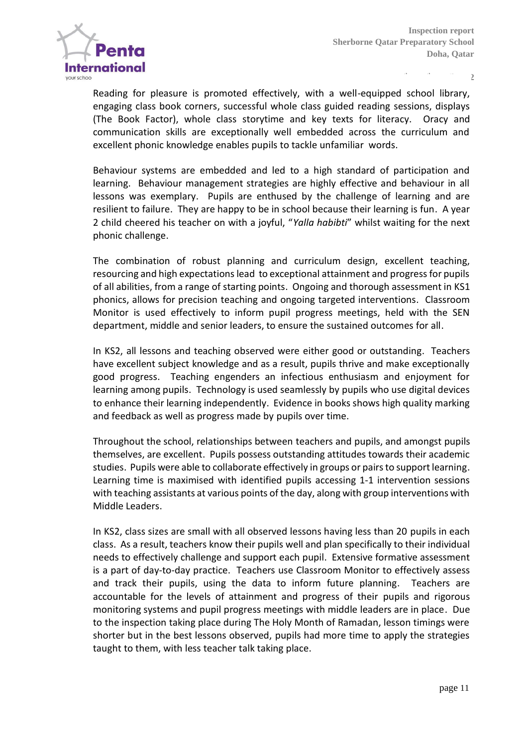Reading for pleasure is promoted effectively, with a well-equipped school library, engaging class book corners, successful whole class guided reading sessions, displays (The Book Factor), whole class storytime and key texts for literacy. Oracy and communication skills are exceptionally well embedded across the curriculum and excellent phonic knowledge enables pupils to tackle unfamiliar words.

Behaviour systems are embedded and led to a high standard of participation and learning. Behaviour management strategies are highly effective and behaviour in all lessons was exemplary. Pupils are enthused by the challenge of learning and are resilient to failure. They are happy to be in school because their learning is fun. A year 2 child cheered his teacher on with a joyful, "*Yalla habibti*" whilst waiting for the next phonic challenge.

The combination of robust planning and curriculum design, excellent teaching, resourcing and high expectations lead to exceptional attainment and progress for pupils of all abilities, from a range of starting points. Ongoing and thorough assessment in KS1 phonics, allows for precision teaching and ongoing targeted interventions. Classroom Monitor is used effectively to inform pupil progress meetings, held with the SEN department, middle and senior leaders, to ensure the sustained outcomes for all.

In KS2, all lessons and teaching observed were either good or outstanding. Teachers have excellent subject knowledge and as a result, pupils thrive and make exceptionally good progress. Teaching engenders an infectious enthusiasm and enjoyment for learning among pupils. Technology is used seamlessly by pupils who use digital devices to enhance their learning independently. Evidence in books shows high quality marking and feedback as well as progress made by pupils over time.

Throughout the school, relationships between teachers and pupils, and amongst pupils themselves, are excellent. Pupils possess outstanding attitudes towards their academic studies. Pupils were able to collaborate effectively in groups or pairs to support learning. Learning time is maximised with identified pupils accessing 1-1 intervention sessions with teaching assistants at various points of the day, along with group interventions with Middle Leaders.

In KS2, class sizes are small with all observed lessons having less than 20 pupils in each class. As a result, teachers know their pupils well and plan specifically to their individual needs to effectively challenge and support each pupil. Extensive formative assessment is a part of day-to-day practice. Teachers use Classroom Monitor to effectively assess and track their pupils, using the data to inform future planning. Teachers are accountable for the levels of attainment and progress of their pupils and rigorous monitoring systems and pupil progress meetings with middle leaders are in place. Due to the inspection taking place during The Holy Month of Ramadan, lesson timings were shorter but in the best lessons observed, pupils had more time to apply the strategies taught to them, with less teacher talk taking place.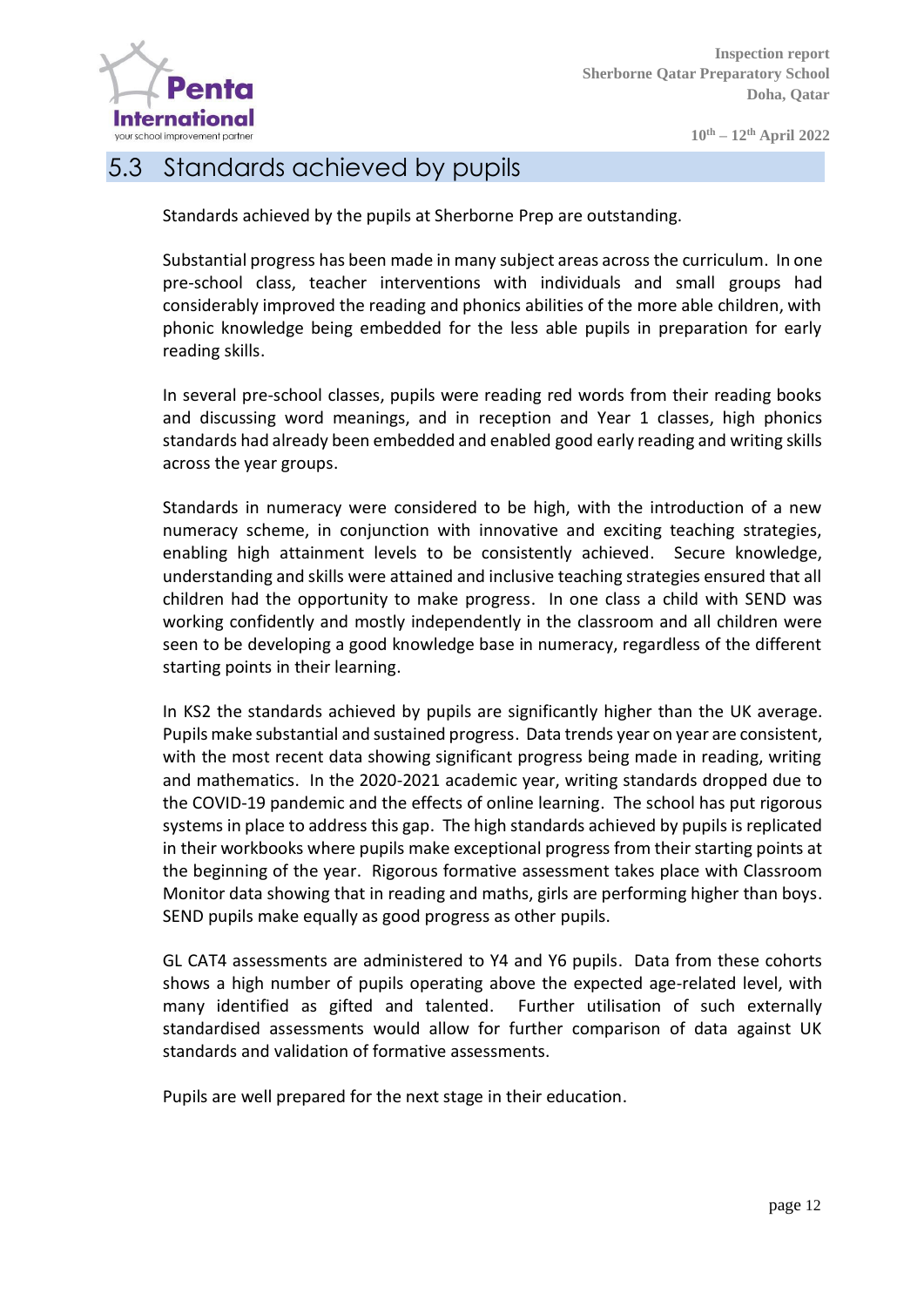## 5.3 Standards achieved by pupils

Standards achieved by the pupils at Sherborne Prep are outstanding.

Substantial progress has been made in many subject areas across the curriculum. In one pre-school class, teacher interventions with individuals and small groups had considerably improved the reading and phonics abilities of the more able children, with phonic knowledge being embedded for the less able pupils in preparation for early reading skills.

In several pre-school classes, pupils were reading red words from their reading books and discussing word meanings, and in reception and Year 1 classes, high phonics standards had already been embedded and enabled good early reading and writing skills across the year groups.

Standards in numeracy were considered to be high, with the introduction of a new numeracy scheme, in conjunction with innovative and exciting teaching strategies, enabling high attainment levels to be consistently achieved. Secure knowledge, understanding and skills were attained and inclusive teaching strategies ensured that all children had the opportunity to make progress. In one class a child with SEND was working confidently and mostly independently in the classroom and all children were seen to be developing a good knowledge base in numeracy, regardless of the different starting points in their learning.

In KS2 the standards achieved by pupils are significantly higher than the UK average. Pupils make substantial and sustained progress. Data trends year on year are consistent, with the most recent data showing significant progress being made in reading, writing and mathematics. In the 2020-2021 academic year, writing standards dropped due to the COVID-19 pandemic and the effects of online learning. The school has put rigorous systems in place to address this gap. The high standards achieved by pupils is replicated in their workbooks where pupils make exceptional progress from their starting points at the beginning of the year. Rigorous formative assessment takes place with Classroom Monitor data showing that in reading and maths, girls are performing higher than boys. SEND pupils make equally as good progress as other pupils.

GL CAT4 assessments are administered to Y4 and Y6 pupils. Data from these cohorts shows a high number of pupils operating above the expected age-related level, with many identified as gifted and talented. Further utilisation of such externally standardised assessments would allow for further comparison of data against UK standards and validation of formative assessments.

Pupils are well prepared for the next stage in their education.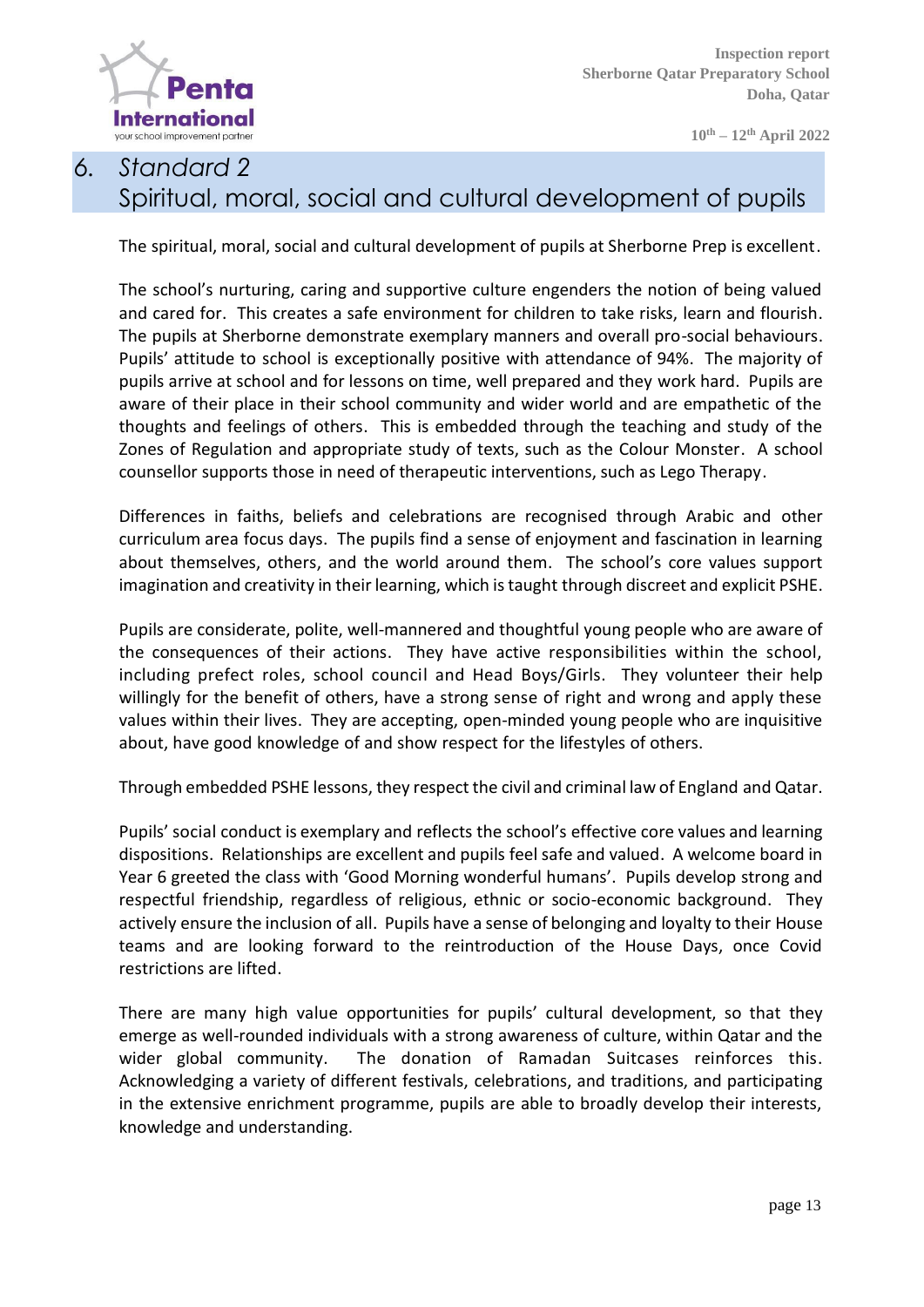# 6. *Standard 2*
## Spiritual, moral, social and cultural development of pupils

The spiritual, moral, social and cultural development of pupils at Sherborne Prep is excellent.

The school's nurturing, caring and supportive culture engenders the notion of being valued and cared for. This creates a safe environment for children to take risks, learn and flourish. The pupils at Sherborne demonstrate exemplary manners and overall pro-social behaviours. Pupils' attitude to school is exceptionally positive with attendance of 94%. The majority of pupils arrive at school and for lessons on time, well prepared and they work hard. Pupils are aware of their place in their school community and wider world and are empathetic of the thoughts and feelings of others. This is embedded through the teaching and study of the Zones of Regulation and appropriate study of texts, such as the Colour Monster. A school counsellor supports those in need of therapeutic interventions, such as Lego Therapy.

Differences in faiths, beliefs and celebrations are recognised through Arabic and other curriculum area focus days. The pupils find a sense of enjoyment and fascination in learning about themselves, others, and the world around them. The school's core values support imagination and creativity in their learning, which is taught through discreet and explicit PSHE.

Pupils are considerate, polite, well-mannered and thoughtful young people who are aware of the consequences of their actions. They have active responsibilities within the school, including prefect roles, school council and Head Boys/Girls. They volunteer their help willingly for the benefit of others, have a strong sense of right and wrong and apply these values within their lives. They are accepting, open-minded young people who are inquisitive about, have good knowledge of and show respect for the lifestyles of others.

Through embedded PSHE lessons, they respect the civil and criminal law of England and Qatar.

Pupils' social conduct is exemplary and reflects the school's effective core values and learning dispositions. Relationships are excellent and pupils feel safe and valued. A welcome board in Year 6 greeted the class with 'Good Morning wonderful humans'. Pupils develop strong and respectful friendship, regardless of religious, ethnic or socio-economic background. They actively ensure the inclusion of all. Pupils have a sense of belonging and loyalty to their House teams and are looking forward to the reintroduction of the House Days, once Covid restrictions are lifted.

There are many high value opportunities for pupils' cultural development, so that they emerge as well-rounded individuals with a strong awareness of culture, within Qatar and the wider global community. The donation of Ramadan Suitcases reinforces this. Acknowledging a variety of different festivals, celebrations, and traditions, and participating in the extensive enrichment programme, pupils are able to broadly develop their interests, knowledge and understanding.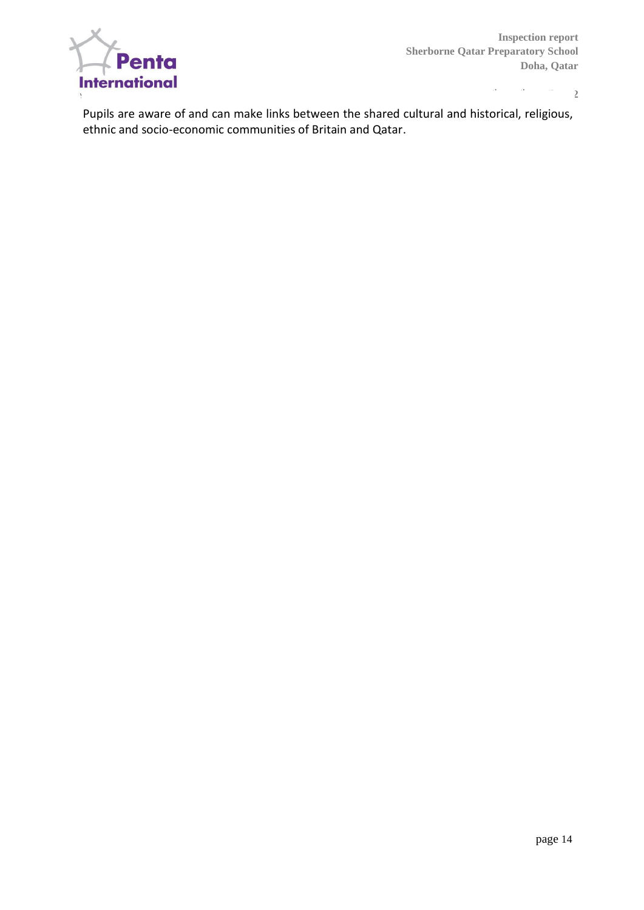Pupils are aware of and can make links between the shared cultural and historical, religious, ethnic and socio-economic communities of Britain and Qatar.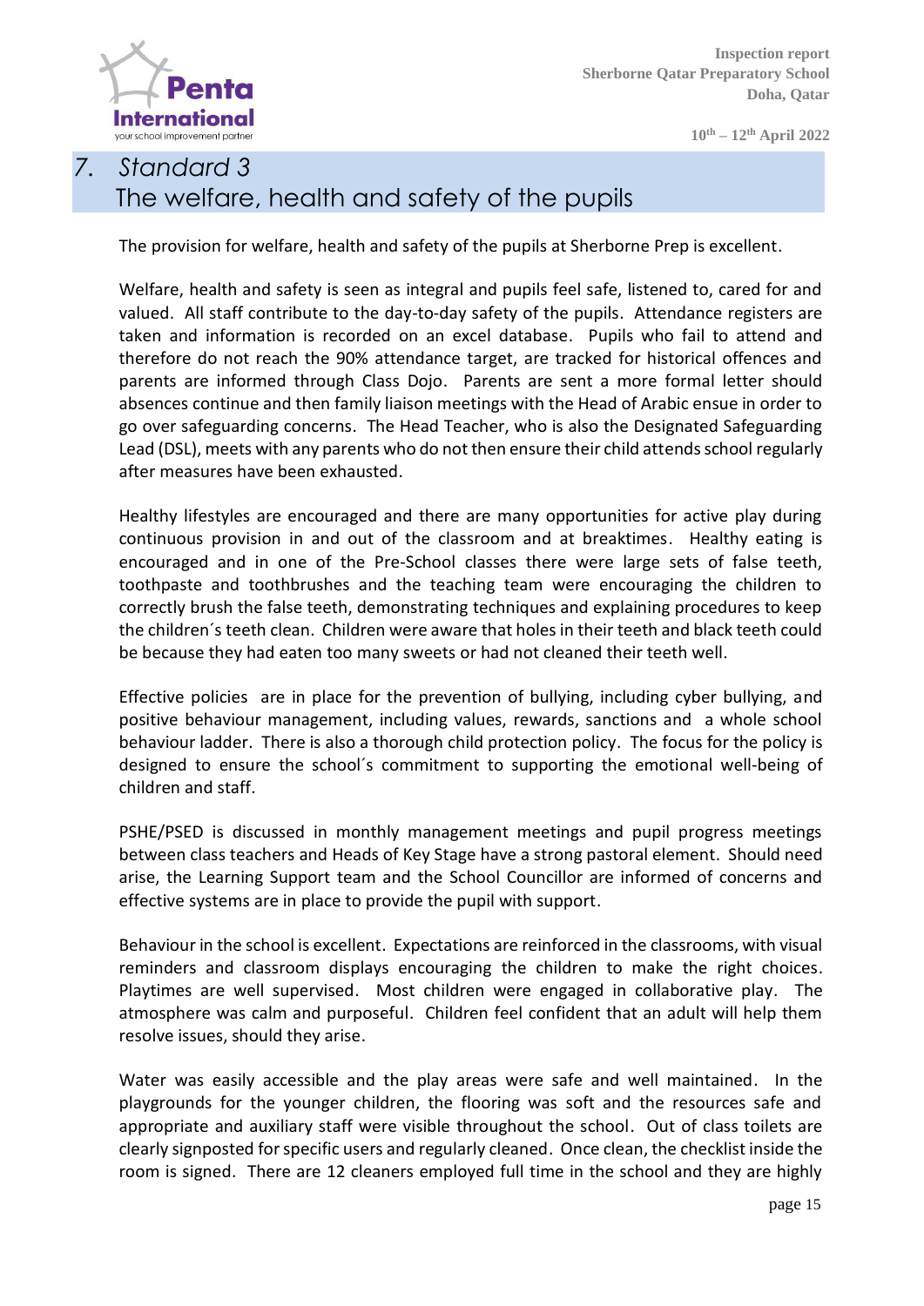## 7. Standard 3
## The welfare, health and safety of the pupils

The provision for welfare, health and safety of the pupils at Sherborne Prep is excellent.

Welfare, health and safety is seen as integral and pupils feel safe, listened to, cared for and valued. All staff contribute to the day-to-day safety of the pupils. Attendance registers are taken and information is recorded on an excel database. Pupils who fail to attend and therefore do not reach the 90% attendance target, are tracked for historical offences and parents are informed through Class Dojo. Parents are sent a more formal letter should absences continue and then family liaison meetings with the Head of Arabic ensue in order to go over safeguarding concerns. The Head Teacher, who is also the Designated Safeguarding Lead (DSL), meets with any parents who do not then ensure their child attends school regularly after measures have been exhausted.

Healthy lifestyles are encouraged and there are many opportunities for active play during continuous provision in and out of the classroom and at breaktimes. Healthy eating is encouraged and in one of the Pre-School classes there were large sets of false teeth, toothpaste and toothbrushes and the teaching team were encouraging the children to correctly brush the false teeth, demonstrating techniques and explaining procedures to keep the children´s teeth clean. Children were aware that holes in their teeth and black teeth could be because they had eaten too many sweets or had not cleaned their teeth well.

Effective policies are in place for the prevention of bullying, including cyber bullying, and positive behaviour management, including values, rewards, sanctions and a whole school behaviour ladder. There is also a thorough child protection policy. The focus for the policy is designed to ensure the school´s commitment to supporting the emotional well-being of children and staff.

PSHE/PSED is discussed in monthly management meetings and pupil progress meetings between class teachers and Heads of Key Stage have a strong pastoral element. Should need arise, the Learning Support team and the School Councillor are informed of concerns and effective systems are in place to provide the pupil with support.

Behaviour in the school is excellent. Expectations are reinforced in the classrooms, with visual reminders and classroom displays encouraging the children to make the right choices. Playtimes are well supervised. Most children were engaged in collaborative play. The atmosphere was calm and purposeful. Children feel confident that an adult will help them resolve issues, should they arise.

Water was easily accessible and the play areas were safe and well maintained. In the playgrounds for the younger children, the flooring was soft and the resources safe and appropriate and auxiliary staff were visible throughout the school. Out of class toilets are clearly signposted for specific users and regularly cleaned. Once clean, the checklist inside the room is signed. There are 12 cleaners employed full time in the school and they are highly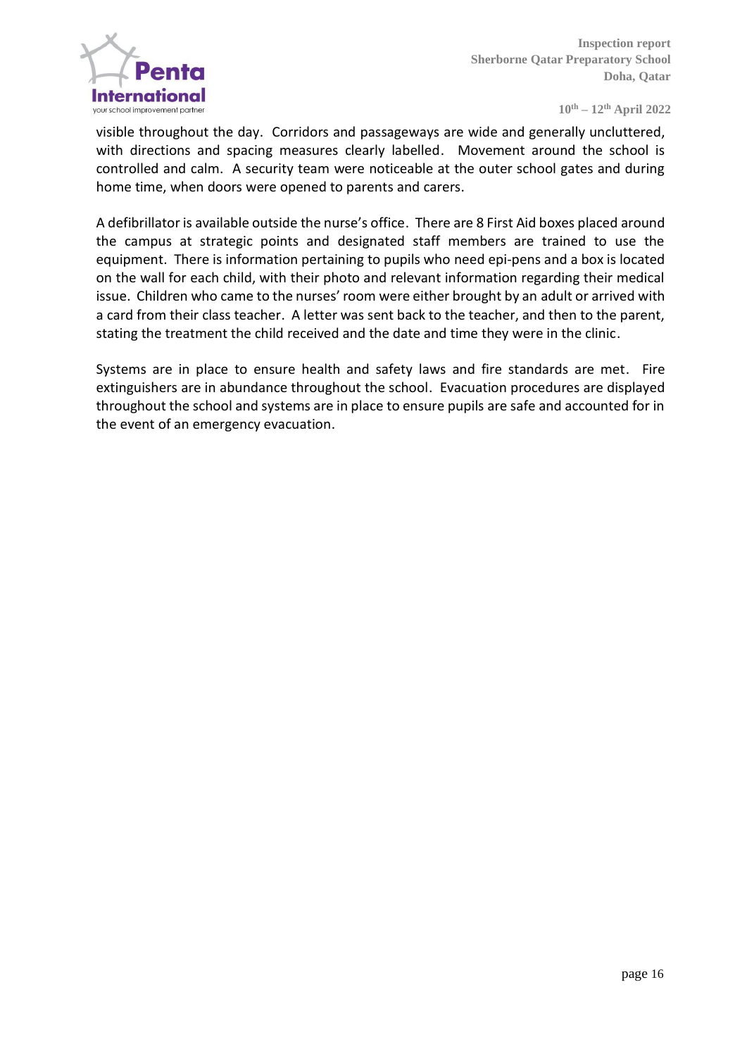visible throughout the day. Corridors and passageways are wide and generally uncluttered, with directions and spacing measures clearly labelled. Movement around the school is controlled and calm. A security team were noticeable at the outer school gates and during home time, when doors were opened to parents and carers.

A defibrillator is available outside the nurse's office. There are 8 First Aid boxes placed around the campus at strategic points and designated staff members are trained to use the equipment. There is information pertaining to pupils who need epi-pens and a box is located on the wall for each child, with their photo and relevant information regarding their medical issue. Children who came to the nurses' room were either brought by an adult or arrived with a card from their class teacher. A letter was sent back to the teacher, and then to the parent, stating the treatment the child received and the date and time they were in the clinic.

Systems are in place to ensure health and safety laws and fire standards are met. Fire extinguishers are in abundance throughout the school. Evacuation procedures are displayed throughout the school and systems are in place to ensure pupils are safe and accounted for in the event of an emergency evacuation.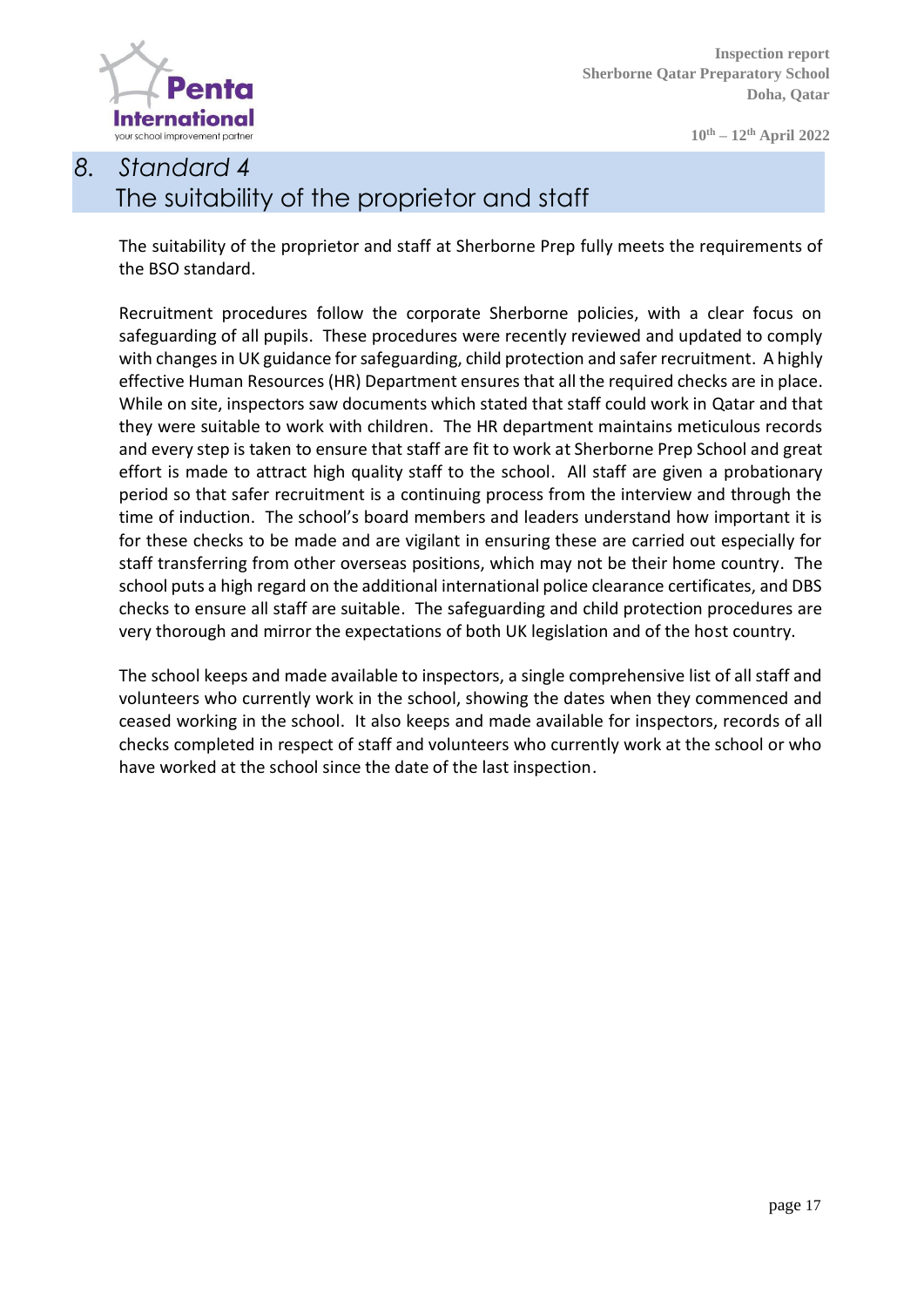## 8. Standard 4
## The suitability of the proprietor and staff

The suitability of the proprietor and staff at Sherborne Prep fully meets the requirements of the BSO standard.

Recruitment procedures follow the corporate Sherborne policies, with a clear focus on safeguarding of all pupils. These procedures were recently reviewed and updated to comply with changes in UK guidance for safeguarding, child protection and safer recruitment. A highly effective Human Resources (HR) Department ensures that all the required checks are in place. While on site, inspectors saw documents which stated that staff could work in Qatar and that they were suitable to work with children. The HR department maintains meticulous records and every step is taken to ensure that staff are fit to work at Sherborne Prep School and great effort is made to attract high quality staff to the school. All staff are given a probationary period so that safer recruitment is a continuing process from the interview and through the time of induction. The school's board members and leaders understand how important it is for these checks to be made and are vigilant in ensuring these are carried out especially for staff transferring from other overseas positions, which may not be their home country. The school puts a high regard on the additional international police clearance certificates, and DBS checks to ensure all staff are suitable. The safeguarding and child protection procedures are very thorough and mirror the expectations of both UK legislation and of the host country.

The school keeps and made available to inspectors, a single comprehensive list of all staff and volunteers who currently work in the school, showing the dates when they commenced and ceased working in the school. It also keeps and made available for inspectors, records of all checks completed in respect of staff and volunteers who currently work at the school or who have worked at the school since the date of the last inspection.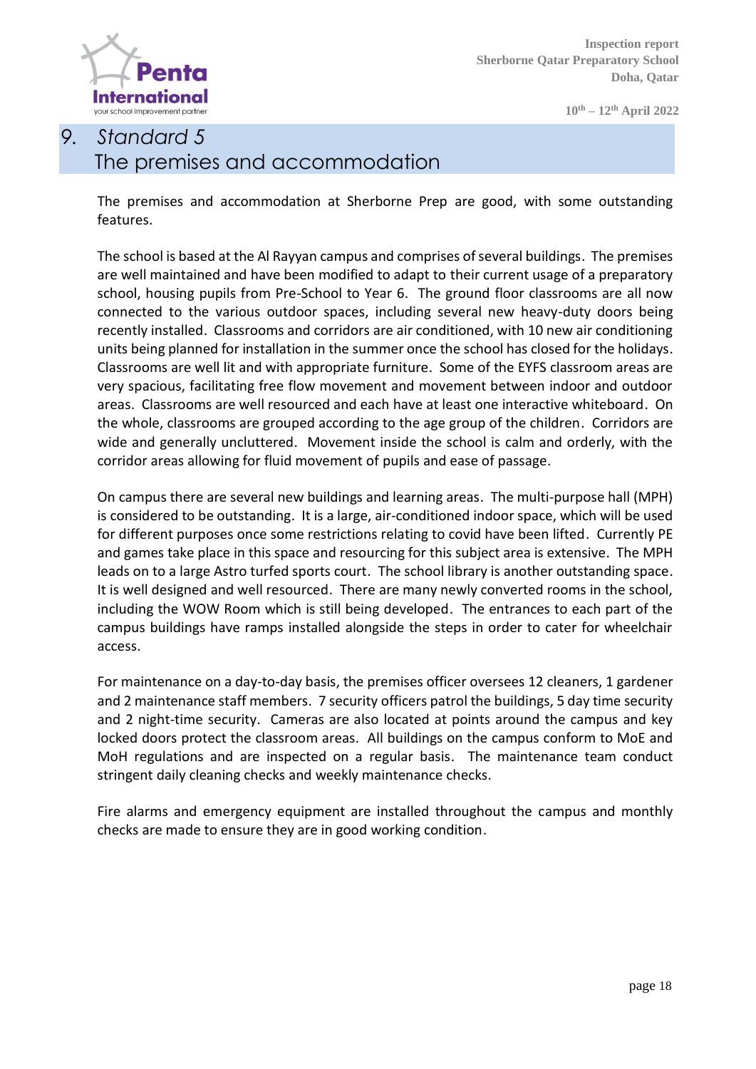# 9. *Standard 5*
## The premises and accommodation

The premises and accommodation at Sherborne Prep are good, with some outstanding features.

The school is based at the Al Rayyan campus and comprises of several buildings. The premises are well maintained and have been modified to adapt to their current usage of a preparatory school, housing pupils from Pre-School to Year 6. The ground floor classrooms are all now connected to the various outdoor spaces, including several new heavy-duty doors being recently installed. Classrooms and corridors are air conditioned, with 10 new air conditioning units being planned for installation in the summer once the school has closed for the holidays. Classrooms are well lit and with appropriate furniture. Some of the EYFS classroom areas are very spacious, facilitating free flow movement and movement between indoor and outdoor areas. Classrooms are well resourced and each have at least one interactive whiteboard. On the whole, classrooms are grouped according to the age group of the children. Corridors are wide and generally uncluttered. Movement inside the school is calm and orderly, with the corridor areas allowing for fluid movement of pupils and ease of passage.

On campus there are several new buildings and learning areas. The multi-purpose hall (MPH) is considered to be outstanding. It is a large, air-conditioned indoor space, which will be used for different purposes once some restrictions relating to covid have been lifted. Currently PE and games take place in this space and resourcing for this subject area is extensive. The MPH leads on to a large Astro turfed sports court. The school library is another outstanding space. It is well designed and well resourced. There are many newly converted rooms in the school, including the WOW Room which is still being developed. The entrances to each part of the campus buildings have ramps installed alongside the steps in order to cater for wheelchair access.

For maintenance on a day-to-day basis, the premises officer oversees 12 cleaners, 1 gardener and 2 maintenance staff members. 7 security officers patrol the buildings, 5 day time security and 2 night-time security. Cameras are also located at points around the campus and key locked doors protect the classroom areas. All buildings on the campus conform to MoE and MoH regulations and are inspected on a regular basis. The maintenance team conduct stringent daily cleaning checks and weekly maintenance checks.

Fire alarms and emergency equipment are installed throughout the campus and monthly checks are made to ensure they are in good working condition.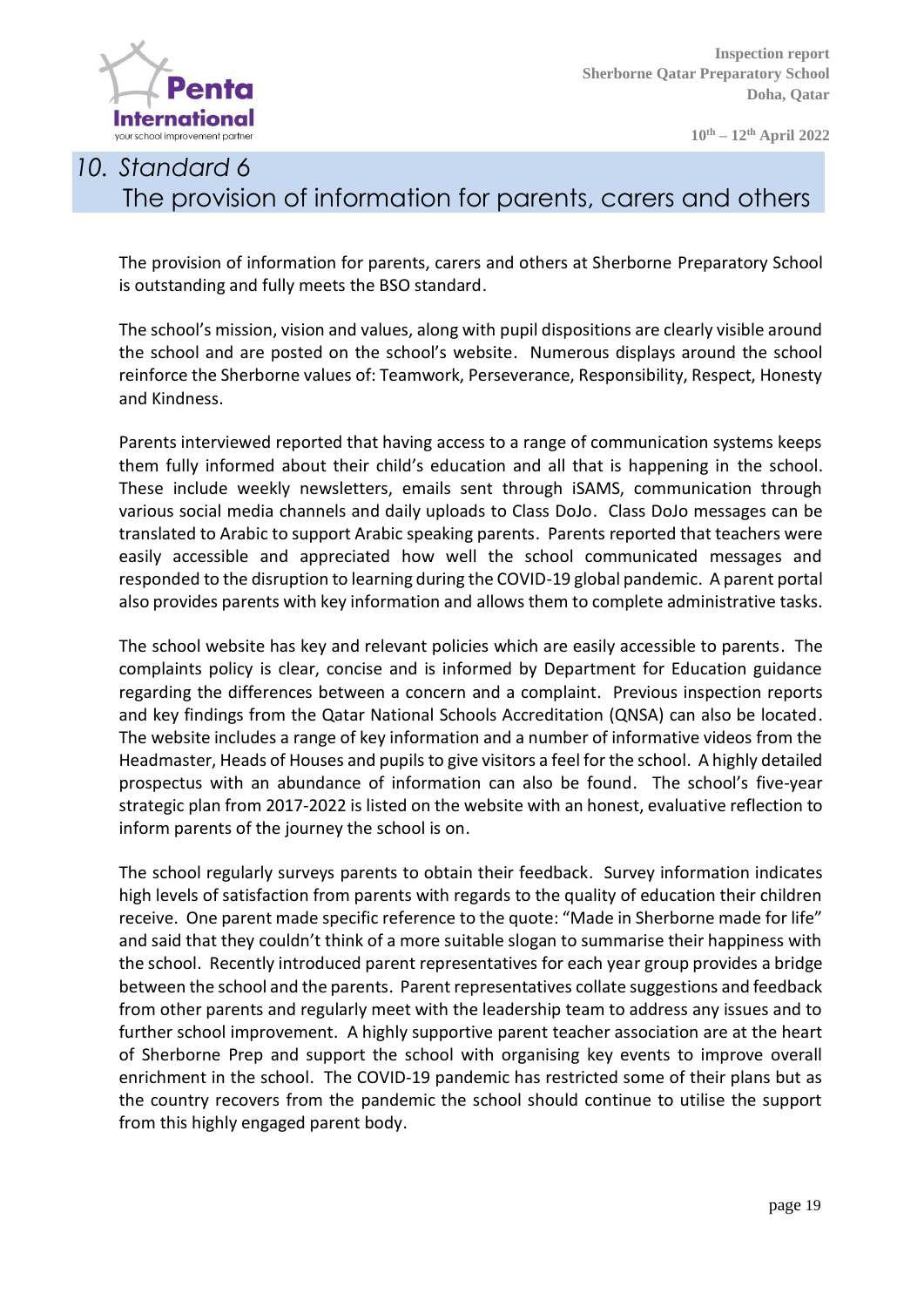# 10. Standard 6
## The provision of information for parents, carers and others

The provision of information for parents, carers and others at Sherborne Preparatory School is outstanding and fully meets the BSO standard.

The school's mission, vision and values, along with pupil dispositions are clearly visible around the school and are posted on the school's website. Numerous displays around the school reinforce the Sherborne values of: Teamwork, Perseverance, Responsibility, Respect, Honesty and Kindness.

Parents interviewed reported that having access to a range of communication systems keeps them fully informed about their child's education and all that is happening in the school. These include weekly newsletters, emails sent through iSAMS, communication through various social media channels and daily uploads to Class DoJo. Class DoJo messages can be translated to Arabic to support Arabic speaking parents. Parents reported that teachers were easily accessible and appreciated how well the school communicated messages and responded to the disruption to learning during the COVID-19 global pandemic. A parent portal also provides parents with key information and allows them to complete administrative tasks.

The school website has key and relevant policies which are easily accessible to parents. The complaints policy is clear, concise and is informed by Department for Education guidance regarding the differences between a concern and a complaint. Previous inspection reports and key findings from the Qatar National Schools Accreditation (QNSA) can also be located. The website includes a range of key information and a number of informative videos from the Headmaster, Heads of Houses and pupils to give visitors a feel for the school. A highly detailed prospectus with an abundance of information can also be found. The school's five-year strategic plan from 2017-2022 is listed on the website with an honest, evaluative reflection to inform parents of the journey the school is on.

The school regularly surveys parents to obtain their feedback. Survey information indicates high levels of satisfaction from parents with regards to the quality of education their children receive. One parent made specific reference to the quote: "Made in Sherborne made for life" and said that they couldn't think of a more suitable slogan to summarise their happiness with the school. Recently introduced parent representatives for each year group provides a bridge between the school and the parents. Parent representatives collate suggestions and feedback from other parents and regularly meet with the leadership team to address any issues and to further school improvement. A highly supportive parent teacher association are at the heart of Sherborne Prep and support the school with organising key events to improve overall enrichment in the school. The COVID-19 pandemic has restricted some of their plans but as the country recovers from the pandemic the school should continue to utilise the support from this highly engaged parent body.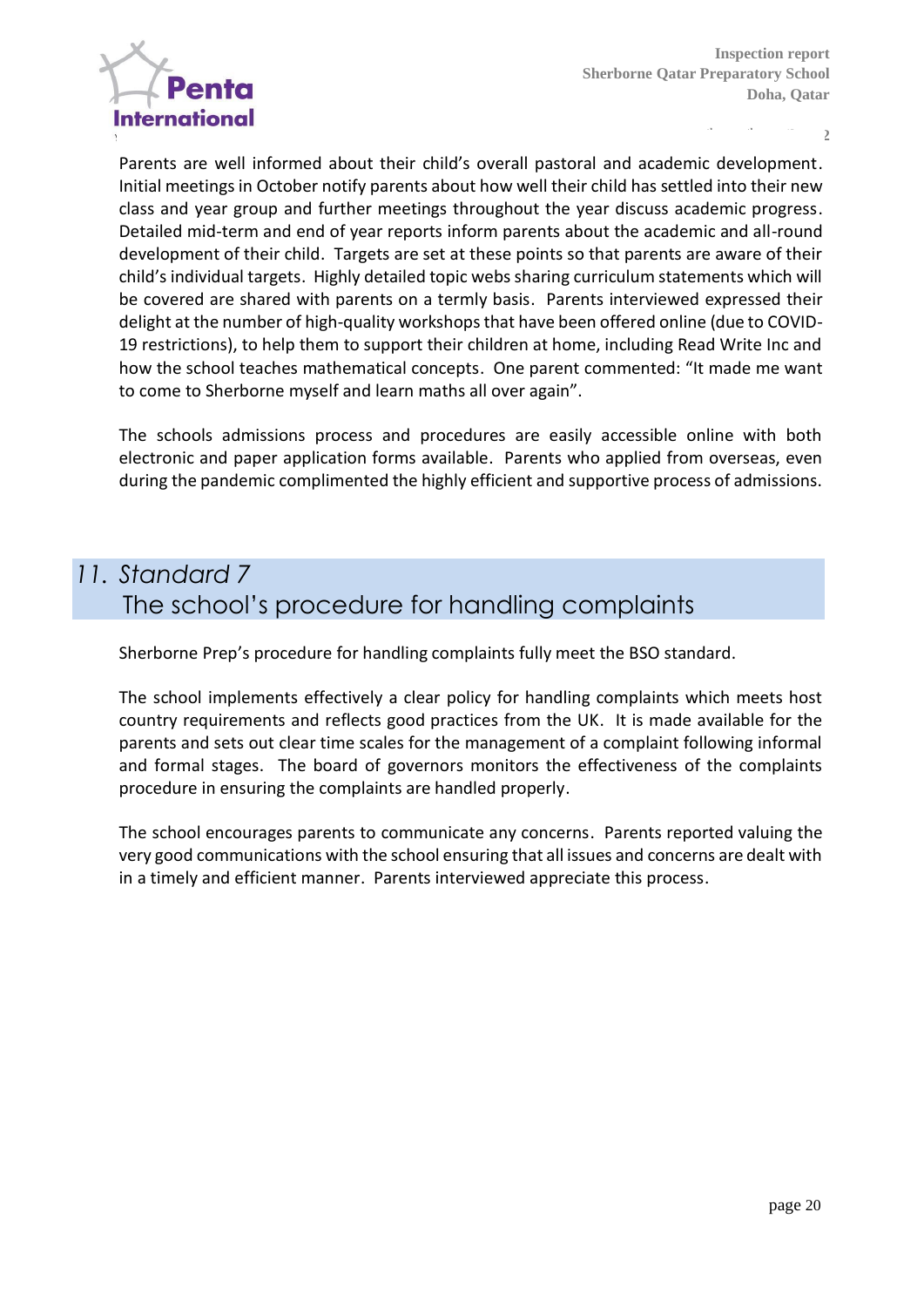Parents are well informed about their child's overall pastoral and academic development. Initial meetings in October notify parents about how well their child has settled into their new class and year group and further meetings throughout the year discuss academic progress. Detailed mid-term and end of year reports inform parents about the academic and all-round development of their child. Targets are set at these points so that parents are aware of their child's individual targets. Highly detailed topic webs sharing curriculum statements which will be covered are shared with parents on a termly basis. Parents interviewed expressed their delight at the number of high-quality workshops that have been offered online (due to COVID-19 restrictions), to help them to support their children at home, including Read Write Inc and how the school teaches mathematical concepts. One parent commented: "It made me want to come to Sherborne myself and learn maths all over again".

The schools admissions process and procedures are easily accessible online with both electronic and paper application forms available. Parents who applied from overseas, even during the pandemic complimented the highly efficient and supportive process of admissions.

## *11. Standard 7*
## The school's procedure for handling complaints

Sherborne Prep's procedure for handling complaints fully meet the BSO standard.

The school implements effectively a clear policy for handling complaints which meets host country requirements and reflects good practices from the UK. It is made available for the parents and sets out clear time scales for the management of a complaint following informal and formal stages. The board of governors monitors the effectiveness of the complaints procedure in ensuring the complaints are handled properly.

The school encourages parents to communicate any concerns. Parents reported valuing the very good communications with the school ensuring that all issues and concerns are dealt with in a timely and efficient manner. Parents interviewed appreciate this process.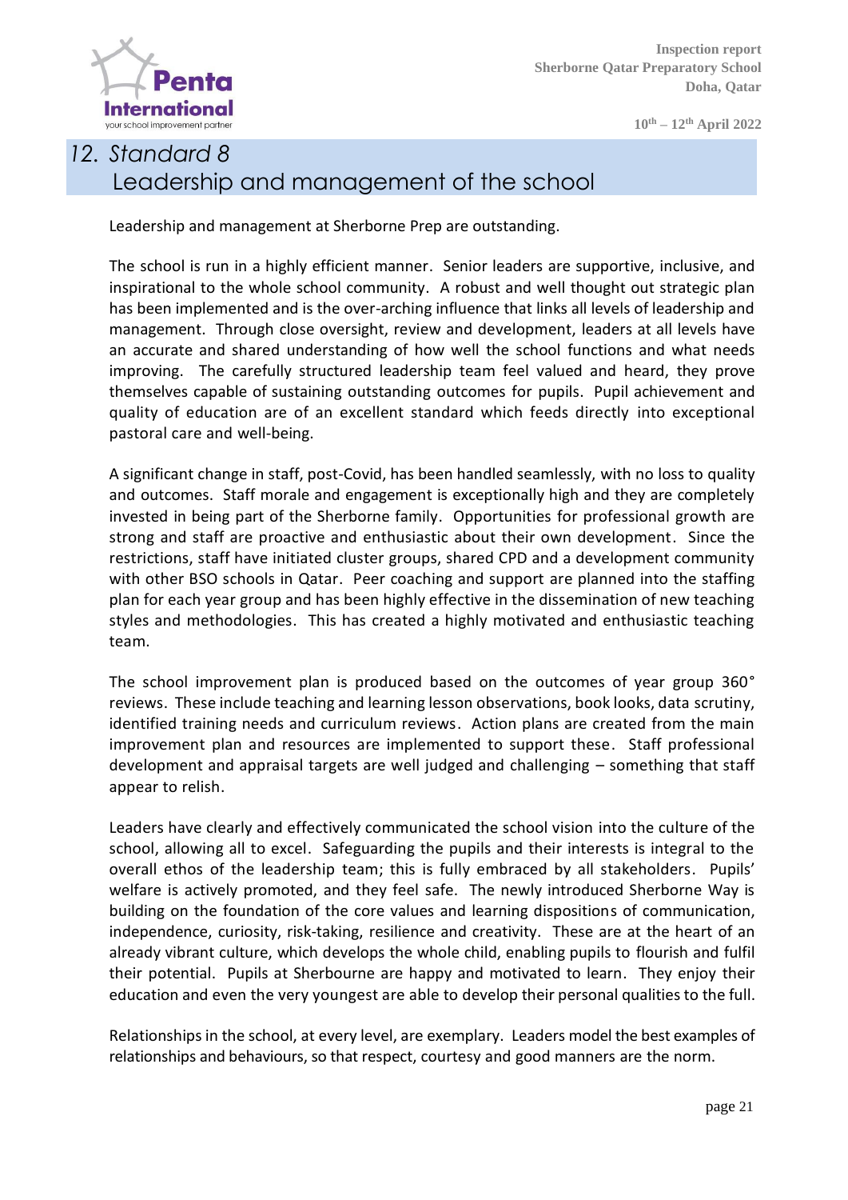## 12. Standard 8 Leadership and management of the school

Leadership and management at Sherborne Prep are outstanding.

The school is run in a highly efficient manner. Senior leaders are supportive, inclusive, and inspirational to the whole school community. A robust and well thought out strategic plan has been implemented and is the over-arching influence that links all levels of leadership and management. Through close oversight, review and development, leaders at all levels have an accurate and shared understanding of how well the school functions and what needs improving. The carefully structured leadership team feel valued and heard, they prove themselves capable of sustaining outstanding outcomes for pupils. Pupil achievement and quality of education are of an excellent standard which feeds directly into exceptional pastoral care and well-being.

A significant change in staff, post-Covid, has been handled seamlessly, with no loss to quality and outcomes. Staff morale and engagement is exceptionally high and they are completely invested in being part of the Sherborne family. Opportunities for professional growth are strong and staff are proactive and enthusiastic about their own development. Since the restrictions, staff have initiated cluster groups, shared CPD and a development community with other BSO schools in Qatar. Peer coaching and support are planned into the staffing plan for each year group and has been highly effective in the dissemination of new teaching styles and methodologies. This has created a highly motivated and enthusiastic teaching team.

The school improvement plan is produced based on the outcomes of year group 360° reviews. These include teaching and learning lesson observations, book looks, data scrutiny, identified training needs and curriculum reviews. Action plans are created from the main improvement plan and resources are implemented to support these. Staff professional development and appraisal targets are well judged and challenging – something that staff appear to relish.

Leaders have clearly and effectively communicated the school vision into the culture of the school, allowing all to excel. Safeguarding the pupils and their interests is integral to the overall ethos of the leadership team; this is fully embraced by all stakeholders. Pupils' welfare is actively promoted, and they feel safe. The newly introduced Sherborne Way is building on the foundation of the core values and learning dispositions of communication, independence, curiosity, risk-taking, resilience and creativity. These are at the heart of an already vibrant culture, which develops the whole child, enabling pupils to flourish and fulfil their potential. Pupils at Sherbourne are happy and motivated to learn. They enjoy their education and even the very youngest are able to develop their personal qualities to the full.

Relationships in the school, at every level, are exemplary. Leaders model the best examples of relationships and behaviours, so that respect, courtesy and good manners are the norm.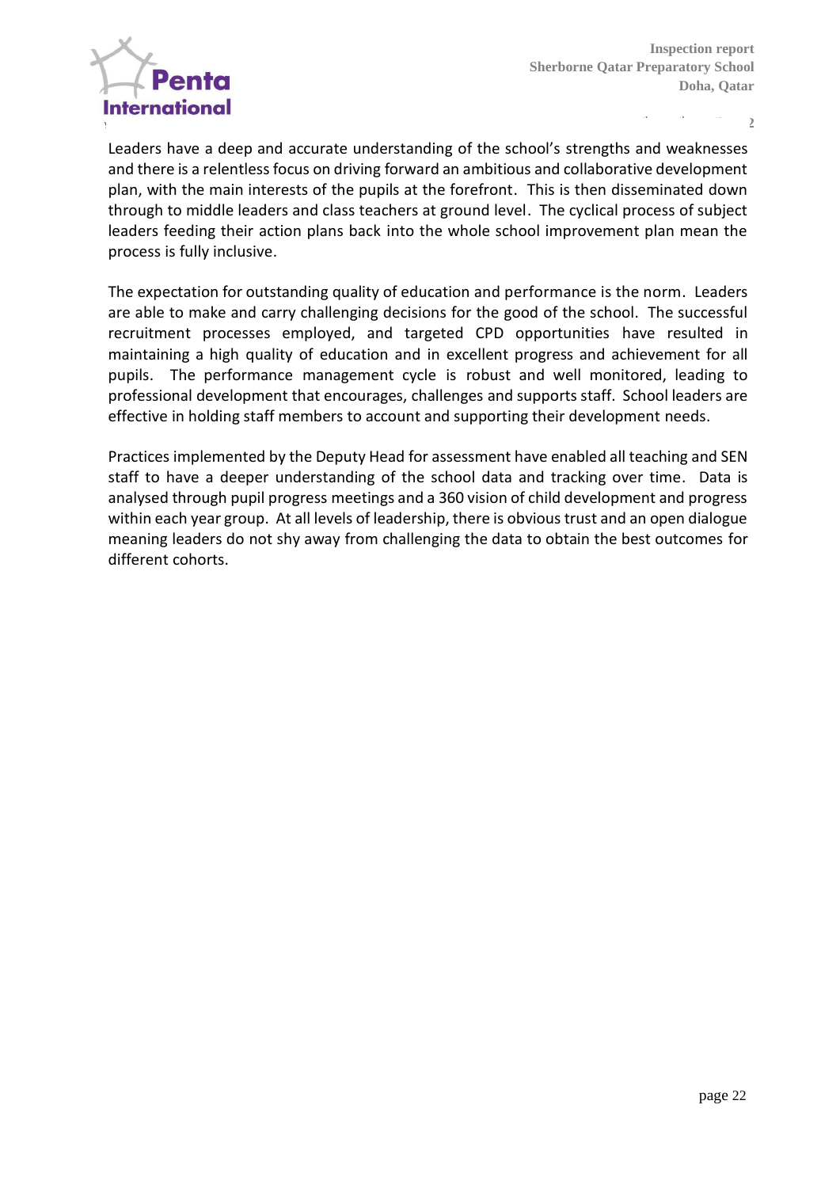Leaders have a deep and accurate understanding of the school's strengths and weaknesses and there is a relentless focus on driving forward an ambitious and collaborative development plan, with the main interests of the pupils at the forefront. This is then disseminated down through to middle leaders and class teachers at ground level. The cyclical process of subject leaders feeding their action plans back into the whole school improvement plan mean the process is fully inclusive.

The expectation for outstanding quality of education and performance is the norm. Leaders are able to make and carry challenging decisions for the good of the school. The successful recruitment processes employed, and targeted CPD opportunities have resulted in maintaining a high quality of education and in excellent progress and achievement for all pupils. The performance management cycle is robust and well monitored, leading to professional development that encourages, challenges and supports staff. School leaders are effective in holding staff members to account and supporting their development needs.

Practices implemented by the Deputy Head for assessment have enabled all teaching and SEN staff to have a deeper understanding of the school data and tracking over time. Data is analysed through pupil progress meetings and a 360 vision of child development and progress within each year group. At all levels of leadership, there is obvious trust and an open dialogue meaning leaders do not shy away from challenging the data to obtain the best outcomes for different cohorts.